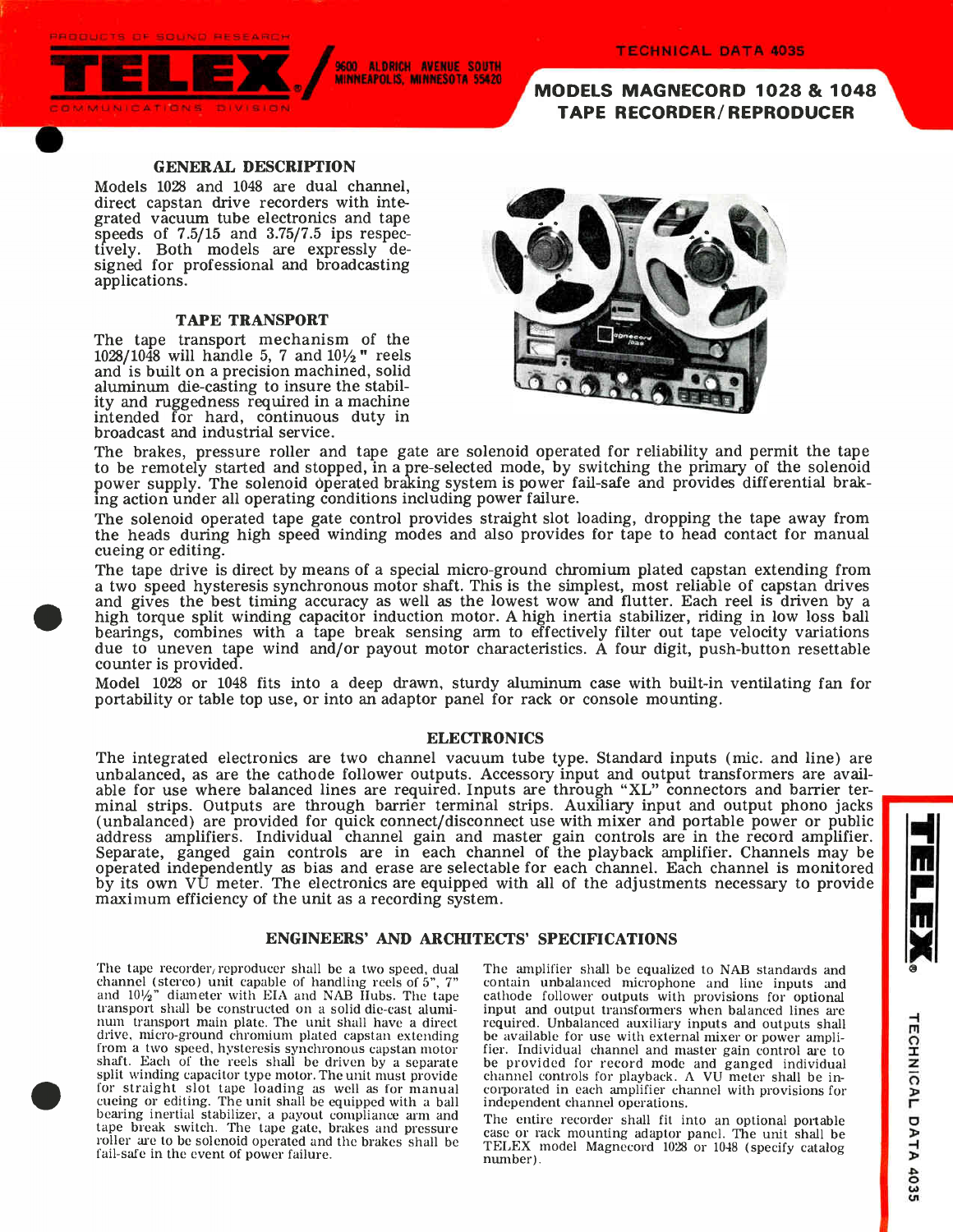PRODUCTS OF SOUND RESEARCH

# TELEX

COMMUNICATIONS DIVISION

9600 ALDRICH AVENUE SOUTH
MINNEAPOLIS, MINNESOTA 55420

TECHNICAL DATA 4035

# MODELS MAGNECORD 1028 & 1048 TAPE RECORDER/REPRODUCER

## GENERAL DESCRIPTION

Models 1028 and 1048 are dual channel, direct capstan drive recorders with integrated vacuum tube electronics and tape speeds of 7.5/15 and 3.75/7.5 ips respectively. Both models are expressly designed for professional and broadcasting applications.

## TAPE TRANSPORT

The tape transport mechanism of the 1028/1048 will handle 5, 7 and 10½" reels and is built on a precision machined, solid aluminum die-casting to insure the stability and ruggedness required in a machine intended for hard, continuous duty in broadcast and industrial service.

The brakes, pressure roller and tape gate are solenoid operated for reliability and permit the tape to be remotely started and stopped, in a pre-selected mode, by switching the primary of the solenoid power supply. The solenoid operated braking system is power fail-safe and provides differential braking action under all operating conditions including power failure.

The solenoid operated tape gate control provides straight slot loading, dropping the tape away from the heads during high speed winding modes and also provides for tape to head contact for manual cueing or editing.

The tape drive is direct by means of a special micro-ground chromium plated capstan extending from a two speed hysteresis synchronous motor shaft. This is the simplest, most reliable of capstan drives and gives the best timing accuracy as well as the lowest wow and flutter. Each reel is driven by a high torque split winding capacitor induction motor. A high inertia stabilizer, riding in low loss ball bearings, combines with a tape break sensing arm to effectively filter out tape velocity variations due to uneven tape wind and/or payout motor characteristics. A four digit, push-button resettable counter is provided.

Model 1028 or 1048 fits into a deep drawn, sturdy aluminum case with built-in ventilating fan for portability or table top use, or into an adaptor panel for rack or console mounting.

## ELECTRONICS

The integrated electronics are two channel vacuum tube type. Standard inputs (mic. and line) are unbalanced, as are the cathode follower outputs. Accessory input and output transformers are available for use where balanced lines are required. Inputs are through "XL" connectors and barrier terminal strips. Outputs are through barrier terminal strips. Auxiliary input and output phono jacks (unbalanced) are provided for quick connect/disconnect use with mixer and portable power or public address amplifiers. Individual channel gain and master gain controls are in the record amplifier. Separate, ganged gain controls are in each channel of the playback amplifier. Channels may be operated independently as bias and erase are selectable for each channel. Each channel is monitored by its own VU meter. The electronics are equipped with all of the adjustments necessary to provide maximum efficiency of the unit as a recording system.

## ENGINEERS' AND ARCHITECTS' SPECIFICATIONS

The tape recorder/reproducer shall be a two speed, dual channel (stereo) unit capable of handling reels of 5", 7" and 10½" diameter with EIA and NAB Hubs. The tape transport shall be constructed on a solid die-cast aluminum transport main plate. The unit shall have a direct drive, micro-ground chromium plated capstan extending from a two speed, hysteresis synchronous capstan motor shaft. Each of the reels shall be driven by a separate split winding capacitor type motor. The unit must provide for straight slot tape loading as well as for manual cueing or editing. The unit shall be equipped with a ball bearing inertial stabilizer, a payout compliance arm and tape break switch. The tape gate, brakes and pressure roller are to be solenoid operated and the brakes shall be fail-safe in the event of power failure.

The amplifier shall be equalized to NAB standards and contain unbalanced microphone and line inputs and cathode follower outputs with provisions for optional input and output transformers when balanced lines are required. Unbalanced auxiliary inputs and outputs shall be available for use with external mixer or power amplifier. Individual channel and master gain control are to be provided for record mode and ganged individual channel controls for playback. A VU meter shall be incorporated in each amplifier channel with provisions for independent channel operations.

The entire recorder shall fit into an optional portable case or rack mounting adaptor panel. The unit shall be TELEX model Magnecord 1028 or 1048 (specify catalog number).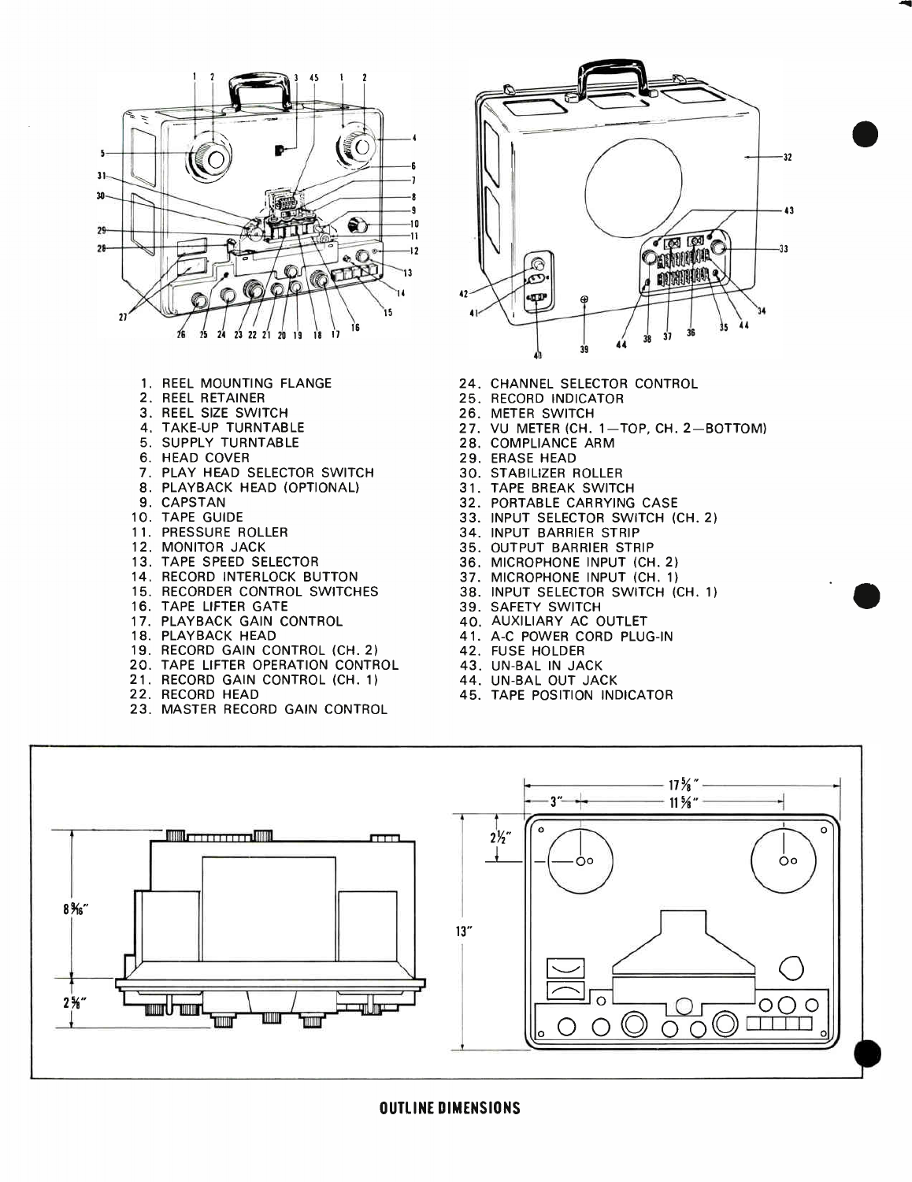1. REEL MOUNTING FLANGE
2. REEL RETAINER
3. REEL SIZE SWITCH
4. TAKE-UP TURNTABLE
5. SUPPLY TURNTABLE
6. HEAD COVER
7. PLAY HEAD SELECTOR SWITCH
8. PLAYBACK HEAD (OPTIONAL)
9. CAPSTAN
10. TAPE GUIDE
11. PRESSURE ROLLER
12. MONITOR JACK
13. TAPE SPEED SELECTOR
14. RECORD INTERLOCK BUTTON
15. RECORDER CONTROL SWITCHES
16. TAPE LIFTER GATE
17. PLAYBACK GAIN CONTROL
18. PLAYBACK HEAD
19. RECORD GAIN CONTROL (CH. 2)
20. TAPE LIFTER OPERATION CONTROL
21. RECORD GAIN CONTROL (CH. 1)
22. RECORD HEAD
23. MASTER RECORD GAIN CONTROL
24. CHANNEL SELECTOR CONTROL
25. RECORD INDICATOR
26. METER SWITCH
27. VU METER (CH. 1—TOP, CH. 2—BOTTOM)
28. COMPLIANCE ARM
29. ERASE HEAD
30. STABILIZER ROLLER
31. TAPE BREAK SWITCH
32. PORTABLE CARRYING CASE
33. INPUT SELECTOR SWITCH (CH. 2)
34. INPUT BARRIER STRIP
35. OUTPUT BARRIER STRIP
36. MICROPHONE INPUT (CH. 2)
37. MICROPHONE INPUT (CH. 1)
38. INPUT SELECTOR SWITCH (CH. 1)
39. SAFETY SWITCH
40. AUXILIARY AC OUTLET
41. A-C POWER CORD PLUG-IN
42. FUSE HOLDER
43. UN-BAL IN JACK
44. UN-BAL OUT JACK
45. TAPE POSITION INDICATOR

8 9/16" 2 5/8" 17 5/8" 3" 11 5/8" 2 1/2" 13"

**OUTLINE DIMENSIONS**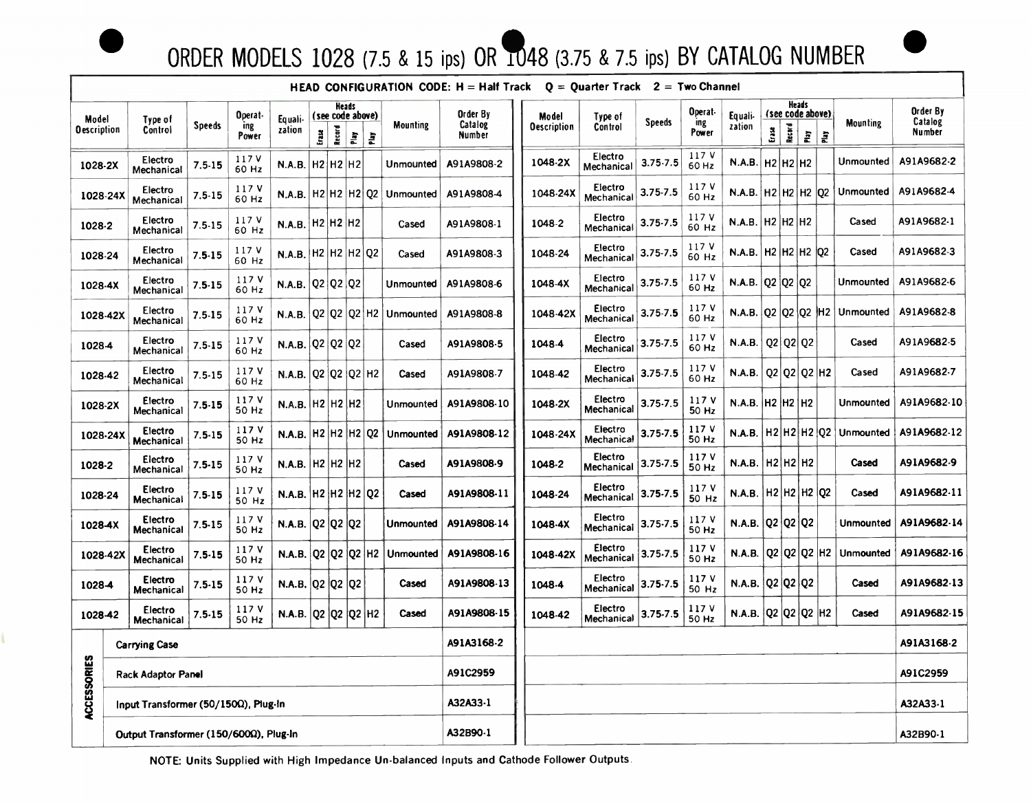# ORDER MODELS 1028 (7.5 & 15 ips) OR 1048 (3.75 & 7.5 ips) BY CATALOG NUMBER

**HEAD CONFIGURATION CODE: H = Half Track Q = Quarter Track 2 = Two Channel**

| Model Description | Type of Control | Speeds | Operating Power | Equalization | Heads (see code above) Erase | Record | Play | Play | Mounting | Order By Catalog Number |
|---|---|---|---|---|---|---|---|---|---|---|
| 1028-2X | Electro Mechanical | 7.5-15 | 117 V 60 Hz | N.A.B. | H2 | H2 | H2 | | Unmounted | A91A9808-2 |
| 1028-24X | Electro Mechanical | 7.5-15 | 117 V 60 Hz | N.A.B. | H2 | H2 | H2 | Q2 | Unmounted | A91A9808-4 |
| 1028-2 | Electro Mechanical | 7.5-15 | 117 V 60 Hz | N.A.B. | H2 | H2 | H2 | | Cased | A91A9808-1 |
| 1028-24 | Electro Mechanical | 7.5-15 | 117 V 60 Hz | N.A.B. | H2 | H2 | H2 | Q2 | Cased | A91A9808-3 |
| 1028-4X | Electro Mechanical | 7.5-15 | 117 V 60 Hz | N.A.B. | Q2 | Q2 | Q2 | | Unmounted | A91A9808-6 |
| 1028-42X | Electro Mechanical | 7.5-15 | 117 V 60 Hz | N.A.B. | Q2 | Q2 | Q2 | H2 | Unmounted | A91A9808-8 |
| 1028-4 | Electro Mechanical | 7.5-15 | 117 V 60 Hz | N.A.B. | Q2 | Q2 | Q2 | | Cased | A91A9808-5 |
| 1028-42 | Electro Mechanical | 7.5-15 | 117 V 60 Hz | N.A.B. | Q2 | Q2 | Q2 | H2 | Cased | A91A9808-7 |
| 1028-2X | Electro Mechanical | 7.5-15 | 117 V 50 Hz | N.A.B. | H2 | H2 | H2 | | Unmounted | A91A9808-10 |
| 1028-24X | Electro Mechanical | 7.5-15 | 117 V 50 Hz | N.A.B. | H2 | H2 | H2 | Q2 | Unmounted | A91A9808-12 |
| 1028-2 | Electro Mechanical | 7.5-15 | 117 V 50 Hz | N.A.B. | H2 | H2 | H2 | | Cased | A91A9808-9 |
| 1028-24 | Electro Mechanical | 7.5-15 | 117 V 50 Hz | N.A.B. | H2 | H2 | H2 | Q2 | Cased | A91A9808-11 |
| 1028-4X | Electro Mechanical | 7.5-15 | 117 V 50 Hz | N.A.B. | Q2 | Q2 | Q2 | | Unmounted | A91A9808-14 |
| 1028-42X | Electro Mechanical | 7.5-15 | 117 V 50 Hz | N.A.B. | Q2 | Q2 | Q2 | H2 | Unmounted | A91A9808-16 |
| 1028-4 | Electro Mechanical | 7.5-15 | 117 V 50 Hz | N.A.B. | Q2 | Q2 | Q2 | | Cased | A91A9808-13 |
| 1028-42 | Electro Mechanical | 7.5-15 | 117 V 50 Hz | N.A.B. | Q2 | Q2 | Q2 | H2 | Cased | A91A9808-15 |
| **ACCESSORIES** | Carrying Case | | | | | | | | | A91A3168-2 |
| | Rack Adaptor Panel | | | | | | | | | A91C2959 |
| | Input Transformer (50/150Ω), Plug-In | | | | | | | | | A32A33-1 |
| | Output Transformer (150/600Ω), Plug-In | | | | | | | | | A32B90-1 |

| Model Description | Type of Control | Speeds | Operating Power | Equalization | Heads (see code above) Erase | Record | Play | Play | Mounting | Order By Catalog Number |
|---|---|---|---|---|---|---|---|---|---|---|
| 1048-2X | Electro Mechanical | 3.75-7.5 | 117 V 60 Hz | N.A.B. | H2 | H2 | H2 | | Unmounted | A91A9682-2 |
| 1048-24X | Electro Mechanical | 3.75-7.5 | 117 V 60 Hz | N.A.B. | H2 | H2 | H2 | Q2 | Unmounted | A91A9682-4 |
| 1048-2 | Electro Mechanical | 3.75-7.5 | 117 V 60 Hz | N.A.B. | H2 | H2 | H2 | | Cased | A91A9682-1 |
| 1048-24 | Electro Mechanical | 3.75-7.5 | 117 V 60 Hz | N.A.B. | H2 | H2 | H2 | Q2 | Cased | A91A9682-3 |
| 1048-4X | Electro Mechanical | 3.75-7.5 | 117 V 60 Hz | N.A.B. | Q2 | Q2 | Q2 | | Unmounted | A91A9682-6 |
| 1048-42X | Electro Mechanical | 3.75-7.5 | 117 V 60 Hz | N.A.B. | Q2 | Q2 | Q2 | H2 | Unmounted | A91A9682-8 |
| 1048-4 | Electro Mechanical | 3.75-7.5 | 117 V 60 Hz | N.A.B. | Q2 | Q2 | Q2 | | Cased | A91A9682-5 |
| 1048-42 | Electro Mechanical | 3.75-7.5 | 117 V 60 Hz | N.A.B. | Q2 | Q2 | Q2 | H2 | Cased | A91A9682-7 |
| 1048-2X | Electro Mechanical | 3.75-7.5 | 117 V 50 Hz | N.A.B. | H2 | H2 | H2 | | Unmounted | A91A9682-10 |
| 1048-24X | Electro Mechanical | 3.75-7.5 | 117 V 50 Hz | N.A.B. | H2 | H2 | H2 | Q2 | Unmounted | A91A9682-12 |
| 1048-2 | Electro Mechanical | 3.75-7.5 | 117 V 50 Hz | N.A.B. | H2 | H2 | H2 | | Cased | A91A9682-9 |
| 1048-24 | Electro Mechanical | 3.75-7.5 | 117 V 50 Hz | N.A.B. | H2 | H2 | H2 | Q2 | Cased | A91A9682-11 |
| 1048-4X | Electro Mechanical | 3.75-7.5 | 117 V 50 Hz | N.A.B. | Q2 | Q2 | Q2 | | Unmounted | A91A9682-14 |
| 1048-42X | Electro Mechanical | 3.75-7.5 | 117 V 50 Hz | N.A.B. | Q2 | Q2 | Q2 | H2 | Unmounted | A91A9682-16 |
| 1048-4 | Electro Mechanical | 3.75-7.5 | 117 V 50 Hz | N.A.B. | Q2 | Q2 | Q2 | | Cased | A91A9682-13 |
| 1048-42 | Electro Mechanical | 3.75-7.5 | 117 V 50 Hz | N.A.B. | Q2 | Q2 | Q2 | H2 | Cased | A91A9682-15 |
| | | | | | | | | | | A91A3168-2 |
| | | | | | | | | | | A91C2959 |
| | | | | | | | | | | A32A33-1 |
| | | | | | | | | | | A32B90-1 |

NOTE: Units Supplied with High Impedance Un-balanced Inputs and Cathode Follower Outputs.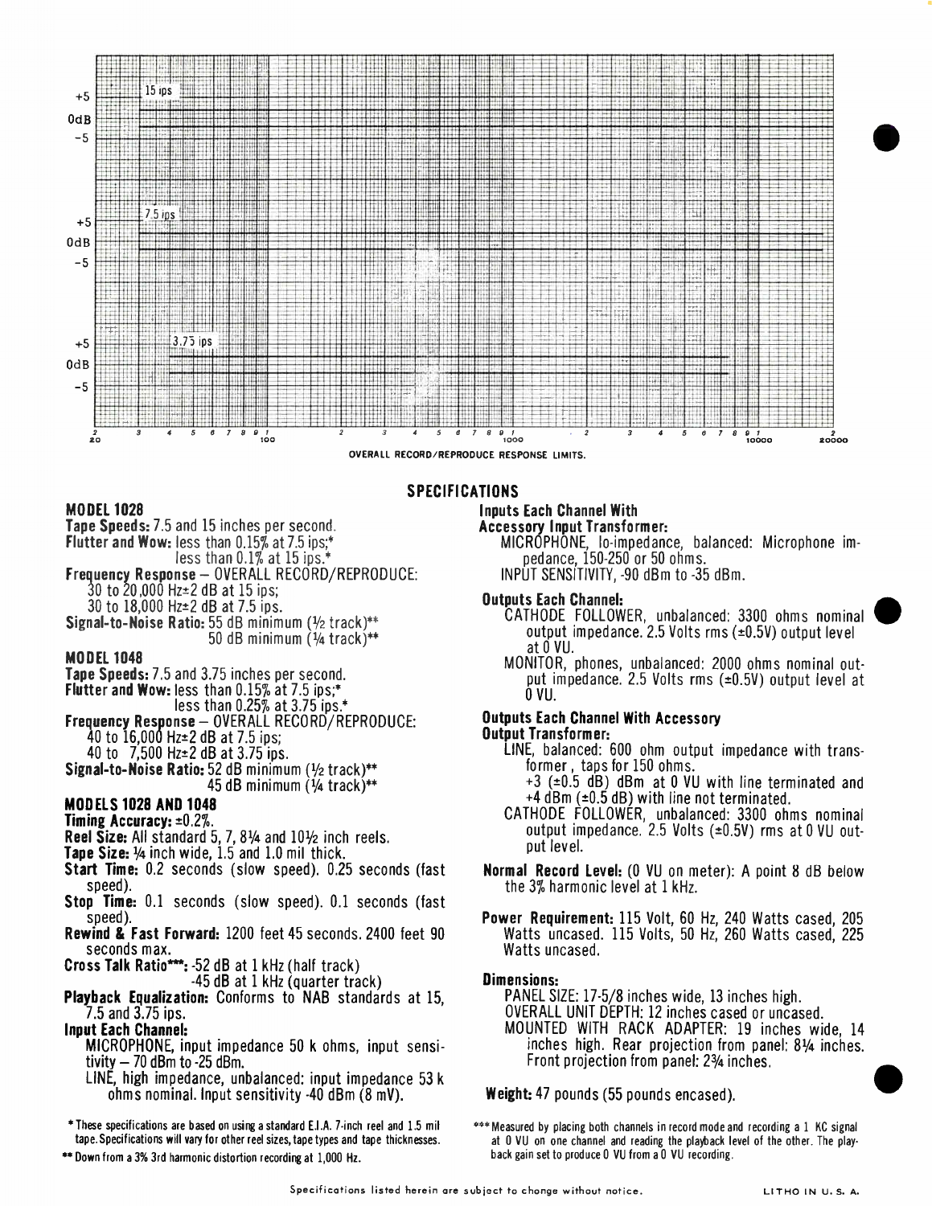OVERALL RECORD/REPRODUCE RESPONSE LIMITS.

## SPECIFICATIONS

### MODEL 1028

**Tape Speeds:** 7.5 and 15 inches per second.

**Flutter and Wow:** less than 0.15% at 7.5 ips;*
less than 0.1% at 15 ips.*

**Frequency Response** – OVERALL RECORD/REPRODUCE:
30 to 20,000 Hz±2 dB at 15 ips;
30 to 18,000 Hz±2 dB at 7.5 ips.

**Signal-to-Noise Ratio:** 55 dB minimum (½ track)**
50 dB minimum (¼ track)**

### MODEL 1048

**Tape Speeds:** 7.5 and 3.75 inches per second.

**Flutter and Wow:** less than 0.15% at 7.5 ips;*
less than 0.25% at 3.75 ips.*

**Frequency Response** – OVERALL RECORD/REPRODUCE:
40 to 16,000 Hz±2 dB at 7.5 ips;
40 to 7,500 Hz±2 dB at 3.75 ips.

**Signal-to-Noise Ratio:** 52 dB minimum (½ track)**
45 dB minimum (¼ track)**

### MODELS 1028 AND 1048

**Timing Accuracy:** ±0.2%.

**Reel Size:** All standard 5, 7, 8¼ and 10½ inch reels.

**Tape Size:** ¼ inch wide, 1.5 and 1.0 mil thick.

**Start Time:** 0.2 seconds (slow speed). 0.25 seconds (fast speed).

**Stop Time:** 0.1 seconds (slow speed). 0.1 seconds (fast speed).

**Rewind & Fast Forward:** 1200 feet 45 seconds. 2400 feet 90 seconds max.

**Cross Talk Ratio*****: -52 dB at 1 kHz (half track)
-45 dB at 1 kHz (quarter track)

**Playback Equalization:** Conforms to NAB standards at 15, 7.5 and 3.75 ips.

**Input Each Channel:**

MICROPHONE, input impedance 50 k ohms, input sensitivity – 70 dBm to -25 dBm.

LINE, high impedance, unbalanced: input impedance 53 k ohms nominal. Input sensitivity -40 dBm (8 mV).

\* These specifications are based on using a standard E.I.A. 7-inch reel and 1.5 mil tape. Specifications will vary for other reel sizes, tape types and tape thicknesses.

\*\* Down from a 3% 3rd harmonic distortion recording at 1,000 Hz.

**Inputs Each Channel With Accessory Input Transformer:**

MICROPHONE, lo-impedance, balanced: Microphone impedance, 150-250 or 50 ohms.
INPUT SENSITIVITY, -90 dBm to -35 dBm.

**Outputs Each Channel:**

CATHODE FOLLOWER, unbalanced: 3300 ohms nominal output impedance. 2.5 Volts rms (±0.5V) output level at 0 VU.

MONITOR, phones, unbalanced: 2000 ohms nominal output impedance. 2.5 Volts rms (±0.5V) output level at 0 VU.

**Outputs Each Channel With Accessory Output Transformer:**

LINE, balanced: 600 ohm output impedance with transformer, taps for 150 ohms.
+3 (±0.5 dB) dBm at 0 VU with line terminated and +4 dBm (±0.5 dB) with line not terminated.

CATHODE FOLLOWER, unbalanced: 3300 ohms nominal output impedance. 2.5 Volts (±0.5V) rms at 0 VU output level.

**Normal Record Level:** (0 VU on meter): A point 8 dB below the 3% harmonic level at 1 kHz.

**Power Requirement:** 115 Volt, 60 Hz, 240 Watts cased, 205 Watts uncased. 115 Volts, 50 Hz, 260 Watts cased, 225 Watts uncased.

**Dimensions:**

PANEL SIZE: 17-5/8 inches wide, 13 inches high.
OVERALL UNIT DEPTH: 12 inches cased or uncased.
MOUNTED WITH RACK ADAPTER: 19 inches wide, 14 inches high. Rear projection from panel: 8¼ inches. Front projection from panel: 2¾ inches.

**Weight:** 47 pounds (55 pounds encased).

\*\*\* Measured by placing both channels in record mode and recording a 1 KC signal at 0 VU on one channel and reading the playback level of the other. The playback gain set to produce 0 VU from a 0 VU recording.

Specifications listed herein are subject to change without notice.

LITHO IN U. S. A.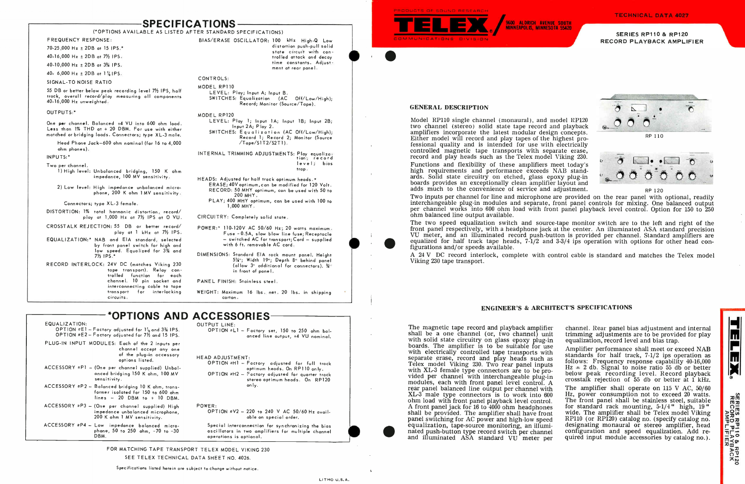TELEX COMMUNICATIONS DIVISION — PRODUCTS OF SOUND RESEARCH

9600 ALDRICH AVENUE SOUTH MINNEAPOLIS, MINNESOTA 55420

TECHNICAL DATA 4027

# SERIES RP110 & RP120 RECORD PLAYBACK AMPLIFIER

## GENERAL DESCRIPTION

Model RP110 single channel (monaural), and model RP120 two channel (stereo) solid state tape record and playback amplifiers incorporate the latest modular design concepts. Either model will record and play tapes of the highest professional quality and is intended for use with electrically controlled magnetic tape transports with separate erase, record and play heads such as the Telex model Viking 230.

RP 110

RP 120

Functions and flexibility of these amplifiers meet today's high requirements and performance exceeds NAB standards. Solid state circuitry on etched, glass epoxy plug-in boards provides an exceptionally clean amplifier layout and adds much to the convenience of service and adjustment.

Two inputs per channel for line and microphone are provided on the rear panel with optional, readily interchangeable plug-in modules and separate, front panel controls for mixing. One balanced output per channel works into 600 ohm load with front panel playback level control. Option for 150 to 250 ohm balanced line output available.

The two speed equalization switch and source-tape monitor switch are to the left and right of the front panel respectively, with a headphone jack at the center. An illuminated ASA standard precision VU meter, and an illuminated record push-button is provided per channel. Standard amplifiers are equalized for half track tape heads, 7-1/2 and 3-3/4 ips operation with options for other head configurations and/or speeds available.

A 24 V DC record interlock, complete with control cable is standard and matches the Telex model Viking 230 tape transport.

## ENGINEER'S & ARCHITECT'S SPECIFICATIONS

The magnetic tape record and playback amplifier shall be a one channel (or, two channel) unit with solid state circuitry on glass epoxy plug-in boards. The amplifier is to be suitable for use with electrically controlled tape transports with separate erase, record and play heads such as Telex model Viking 230. Two rear panel inputs with XL-3 female type connectors are to be provided per channel with interchangeable plug-in modules, each with front panel level control. A rear panel balanced line output per channel with XL-3 male type connectors is to work into 600 ohm load with front panel playback level control. A front panel jack for 16 to 4000 ohm headphones shall be provided. The amplifier shall have front panel switching for AC power and high-low speed equalization, tape-source monitoring, an illuminated push-button type record switch per channel and illuminated ASA standard VU meter per channel. Rear panel bias adjustment and internal trimming adjustments are to be provided for play equalization, record level and bias trap.

Amplifier performance shall meet or exceed NAB standards for half track, 7-1/2 ips operation as follows: Frequency response capability 40-16,000 Hz ± 2 db. Signal to noise ratio 55 db or better below peak recording level. Record playback crosstalk rejection of 55 db or better at 1 kHz.

The amplifier shall operate on 115 V AC, 50/60 Hz, power consumption not to exceed 20 watts. The front panel shall be stainless steel, suitable for standard rack mounting, 5-1/4" high, 19" wide. The amplifier shall be Telex model Viking RP110 (or RP120) catalog no. (specify catalog no. designating monaural or stereo amplifier, head configuration and speed equalization. Add required input module accessories by catalog no.).

## SPECIFICATIONS

(*OPTIONS AVAILABLE AS LISTED AFTER STANDARD SPECIFICATIONS)

FREQUENCY RESPONSE:

70-25,000 Hz ± 2DB at 15 IPS.*
40-16,000 Hz ± 2DB at 7½ IPS.
40-10,000 Hz ± 2DB at 3¾ IPS.
40- 6,000 Hz ± 2DB at 1⅞ IPS.

SIGNAL-TO NOISE RATIO

55 DB or better below peak recording level 7½ IPS, half track, overall record/play measuring all components 40-16,000 Hz unweighted.

OUTPUTS:*

One per channel. Balanced +4 VU into 600 ohm load. Less than 1% THD at + 20 DBM. For use with either matched or bridging loads. Connectors; type XL-3 male.

Head Phone Jack—600 ohm nominal (for 16 to 4,000 ohm phones).

INPUTS:*

Two per channel.
1) High level: Unbalanced bridging, 150 K ohm impedance, 100 MV sensitivity.

2) Low level: High impedance unbalanced microphone, 200 K ohm 1 MV sensitivity.

Connectors; type XL-3 female.

DISTORTION: 1% total harmonic distortion, record/play at 1,000 Hz at 7½ IPS at 0 VU.

CROSSTALK REJECTION: 55 DB or better record/play at 1 kHz at 7½ IPS.

EQUALIZATION:* NAB and EIA standard, selected by front panel switch for high and low speed. Equalized for 3¾ and 7½ IPS.*

RECORD INTERLOCK: 24V DC (matches Viking 230 tape transport). Relay controlled function for each channel. 10 pin socket and interconnecting cable to tape transport for interlocking circuits.

BIAS/ERASE OSCILLATOR: 100 kHz High-Q Low distortion push-pull solid state circuit with controlled attack and decay time constants. Adjustment at rear panel.

CONTROLS:

MODEL RP110
LEVEL: Play; Input A; Input B.
SWITCHES: Equalization (AC Off/Low/High); Record; Monitor (Source/Tape).

MODEL RP120
LEVEL: Play 1; Input 1A; Input 1B; Input 2B; Input 2A; Play 2.
SWITCHES: Equalization (AC Off/Low/High); Record 1; Record 2; Monitor (Source /Tape/S1T2/S2T1).

INTERNAL TRIMMING ADJUSTMENTS: Play equalization; record level; bias trap.

HEADS: Adjusted for half track optimum heads.*
ERASE; 40V optimum, can be modified for 120 Volt.
RECORD: 50 MHY optimum, can be used with 50 to 200 MHY.
PLAY; 400 MHY optimum, can be used with 100 to 1,000 MHY.

CIRCUITRY: Completely solid state.

POWER:* 110-120V AC 50/60 Hz; 20 watts maximum. Fuse – 0.5A, slow blow line fuse; Receptacle – switched AC for transport; Cord – supplied with 6 ft. removable AC cord.

DIMENSIONS: Standard EIA rack mount panel. Height 5¼"; Width 19"; Depth 8" behind panel (allow 3" additional for connectors). ⅛" in front of panel.

PANEL FINISH: Stainless steel.

WEIGHT: Maximum 16 lbs. net, 20 lbs. in shipping carton.

## *OPTIONS AND ACCESSORIES

EQUALIZATION:
OPTION #E1 – Factory adjusted for 1⅞ and 3¾ IPS.
OPTION #E2 – Factory adjusted for 7½ and 15 IPS.

PLUG-IN INPUT MODULES: Each of the 2 inputs per channel accept any one of the plug-in accessory options listed.

ACCESSORY #P1 – (One per channel supplied) Unbalanced bridging 150 K ohm, 100 MV sensitivity.

ACCESSORY #P2 – Balanced bridging 10 K ohm, transformer isolated for 150 to 600 ohm lines – 20 DBM to + 10 DBM.

ACCESSORY #P3 – (One per channel supplied) High impedance unbalanced microphone, 200 K ohm 1 MV sensitivity.

ACCESSORY #P4 – Low impedance balanced microphone, 50 to 250 ohm, -70 to -30 DBM.

OUTPUT LINE:
OPTION #L1 – Factory set, 150 to 250 ohm balanced line output, +4 VU nominal.

HEAD ADJUSTMENT:
OPTION #H1 – Factory adjusted for full track optimum heads. On RP110 only.
OPTION #H2 – Factory adjusted for quarter track stereo optimum heads. On RP120 only.

POWER:
OPTION #V2 – 220 to 240 V AC 50/60 Hz available on special order.

Special interconnection for synchronizing the bias oscillators in two amplifiers for multiple channel operations is optional.

FOR MATCHING TAPE TRANSPORT TELEX MODEL VIKING 230
SEE TELEX TECHNICAL DATA SHEET NO. 4026.

Specifications listed herein are subject to change without notice.

LITHO U.S.A.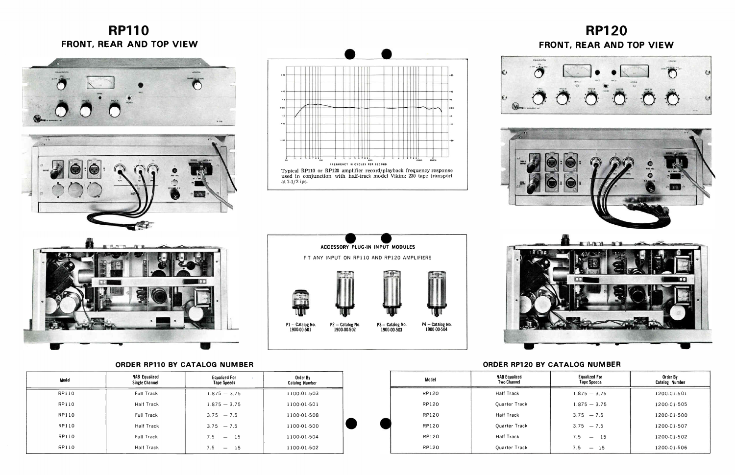## RP110

### FRONT, REAR AND TOP VIEW

## RP120

### FRONT, REAR AND TOP VIEW

FREQUENCY IN CYCLES PER SECOND

Typical RP110 or RP120 amplifier record/playback frequency response used in conjunction with half-track model Viking 230 tape transport at 7-1/2 ips.

### ACCESSORY PLUG-IN INPUT MODULES

FIT ANY INPUT ON RP110 AND RP120 AMPLIFIERS

P1 – Catalog No. 1900-00-501

P2 – Catalog No. 1900-00-502

P3 – Catalog No. 1900-00-503

P4 – Catalog No. 1900-00-504

### ORDER RP110 BY CATALOG NUMBER

| Model | NAB Equalized Single Channel | Equalized For Tape Speeds | Order By Catalog Number |
|---|---|---|---|
| RP110 | Full Track | 1.875 — 3.75 | 1100-01-503 |
| RP110 | Half Track | 1.875 — 3.75 | 1100-01-501 |
| RP110 | Full Track | 3.75 — 7.5 | 1100-01-508 |
| RP110 | Half Track | 3.75 — 7.5 | 1100-01-500 |
| RP110 | Full Track | 7.5 — 15 | 1100-01-504 |
| RP110 | Half Track | 7.5 — 15 | 1100-01-502 |

### ORDER RP120 BY CATALOG NUMBER

| Model | NAB Equalized Two Channel | Equalized For Tape Speeds | Order By Catalog Number |
|---|---|---|---|
| RP120 | Half Track | 1.875 — 3.75 | 1200-01-501 |
| RP120 | Quarter Track | 1.875 — 3.75 | 1200-01-505 |
| RP120 | Half Track | 3.75 — 7.5 | 1200-01-500 |
| RP120 | Quarter Track | 3.75 — 7.5 | 1200-01-507 |
| RP120 | Half Track | 7.5 — 15 | 1200-01-502 |
| RP120 | Quarter Track | 7.5 — 15 | 1200-01-506 |